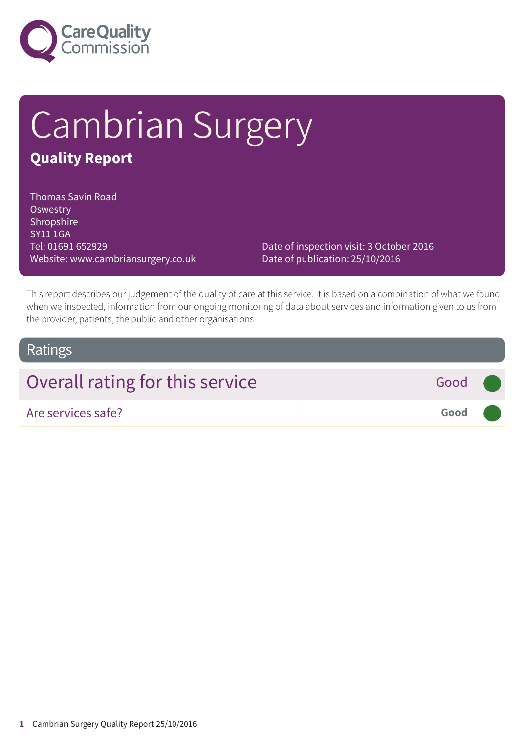Care Quality Commission

# Cambrian Surgery

## Quality Report

Thomas Savin Road
Oswestry
Shropshire
SY11 1GA
Tel: 01691 652929
Website: www.cambriansurgery.co.uk

Date of inspection visit: 3 October 2016
Date of publication: 25/10/2016

This report describes our judgement of the quality of care at this service. It is based on a combination of what we found when we inspected, information from our ongoing monitoring of data about services and information given to us from the provider, patients, the public and other organisations.

## Ratings

| Overall rating for this service | Good |
| --- | --- |
| Are services safe? | **Good** |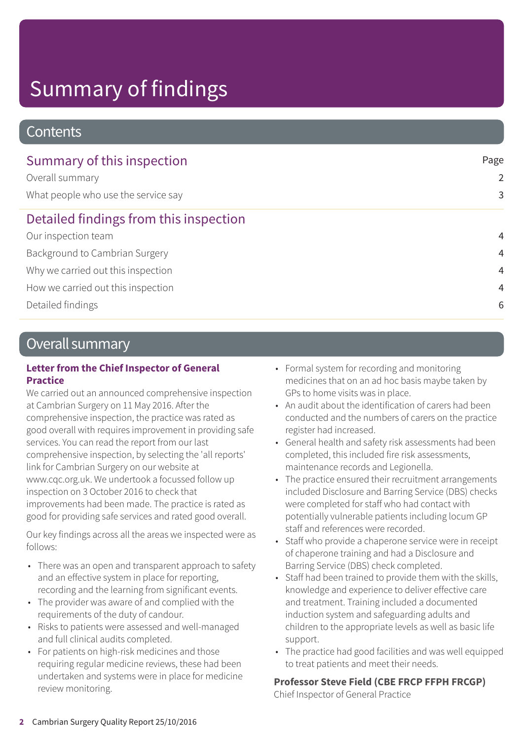# Summary of findings

## Contents

| Summary of this inspection | Page |
| --- | --- |
| Overall summary | 2 |
| What people who use the service say | 3 |
| **Detailed findings from this inspection** | |
| Our inspection team | 4 |
| Background to Cambrian Surgery | 4 |
| Why we carried out this inspection | 4 |
| How we carried out this inspection | 4 |
| Detailed findings | 6 |

## Overall summary

**Letter from the Chief Inspector of General Practice**

We carried out an announced comprehensive inspection at Cambrian Surgery on 11 May 2016. After the comprehensive inspection, the practice was rated as good overall with requires improvement in providing safe services. You can read the report from our last comprehensive inspection, by selecting the 'all reports' link for Cambrian Surgery on our website at www.cqc.org.uk. We undertook a focussed follow up inspection on 3 October 2016 to check that improvements had been made. The practice is rated as good for providing safe services and rated good overall.

Our key findings across all the areas we inspected were as follows:

- There was an open and transparent approach to safety and an effective system in place for reporting, recording and the learning from significant events.
- The provider was aware of and complied with the requirements of the duty of candour.
- Risks to patients were assessed and well-managed and full clinical audits completed.
- For patients on high-risk medicines and those requiring regular medicine reviews, these had been undertaken and systems were in place for medicine review monitoring.
- Formal system for recording and monitoring medicines that on an ad hoc basis maybe taken by GPs to home visits was in place.
- An audit about the identification of carers had been conducted and the numbers of carers on the practice register had increased.
- General health and safety risk assessments had been completed, this included fire risk assessments, maintenance records and Legionella.
- The practice ensured their recruitment arrangements included Disclosure and Barring Service (DBS) checks were completed for staff who had contact with potentially vulnerable patients including locum GP staff and references were recorded.
- Staff who provide a chaperone service were in receipt of chaperone training and had a Disclosure and Barring Service (DBS) check completed.
- Staff had been trained to provide them with the skills, knowledge and experience to deliver effective care and treatment. Training included a documented induction system and safeguarding adults and children to the appropriate levels as well as basic life support.
- The practice had good facilities and was well equipped to treat patients and meet their needs.

**Professor Steve Field (CBE FRCP FFPH FRCGP)**
Chief Inspector of General Practice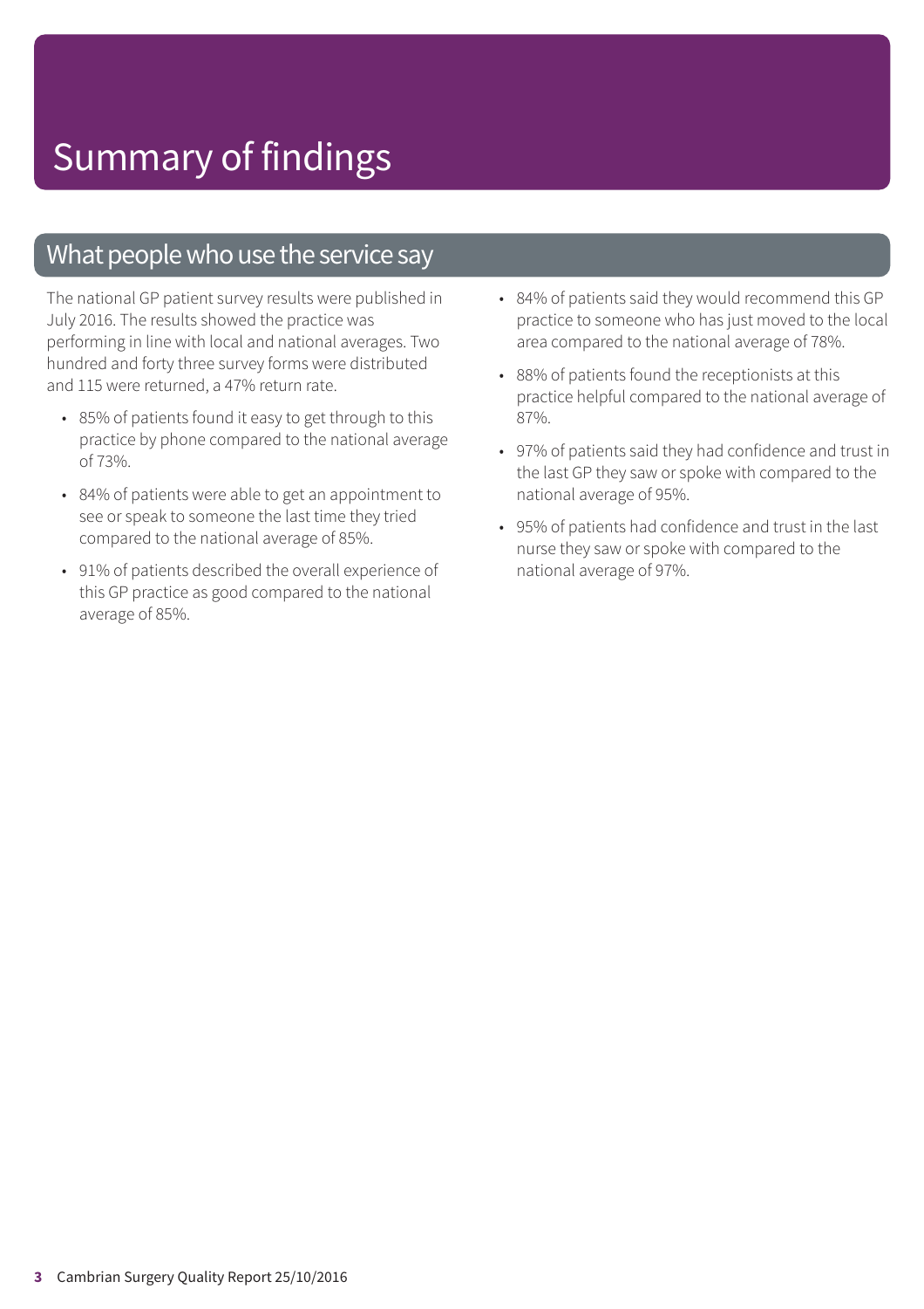# Summary of findings

## What people who use the service say

The national GP patient survey results were published in July 2016. The results showed the practice was performing in line with local and national averages. Two hundred and forty three survey forms were distributed and 115 were returned, a 47% return rate.

- 85% of patients found it easy to get through to this practice by phone compared to the national average of 73%.
- 84% of patients were able to get an appointment to see or speak to someone the last time they tried compared to the national average of 85%.
- 91% of patients described the overall experience of this GP practice as good compared to the national average of 85%.
- 84% of patients said they would recommend this GP practice to someone who has just moved to the local area compared to the national average of 78%.
- 88% of patients found the receptionists at this practice helpful compared to the national average of 87%.
- 97% of patients said they had confidence and trust in the last GP they saw or spoke with compared to the national average of 95%.
- 95% of patients had confidence and trust in the last nurse they saw or spoke with compared to the national average of 97%.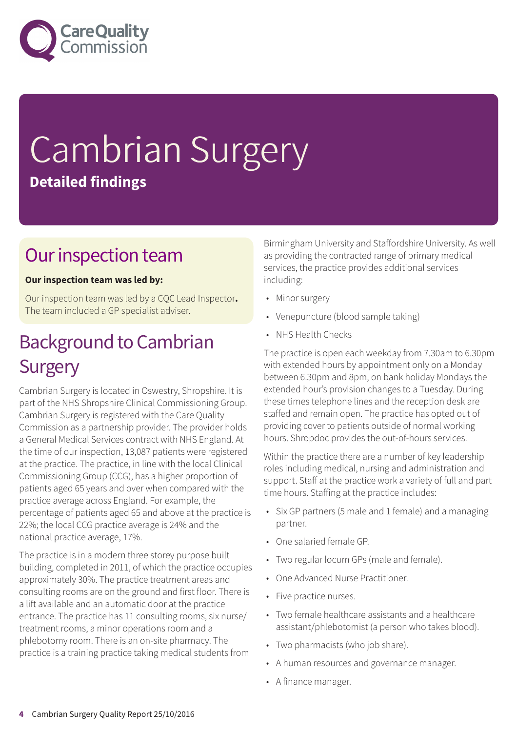# Cambrian Surgery

**Detailed findings**

## Our inspection team

**Our inspection team was led by:**

Our inspection team was led by a CQC Lead Inspector**.** The team included a GP specialist adviser.

## Background to Cambrian Surgery

Cambrian Surgery is located in Oswestry, Shropshire. It is part of the NHS Shropshire Clinical Commissioning Group. Cambrian Surgery is registered with the Care Quality Commission as a partnership provider. The provider holds a General Medical Services contract with NHS England. At the time of our inspection, 13,087 patients were registered at the practice. The practice, in line with the local Clinical Commissioning Group (CCG), has a higher proportion of patients aged 65 years and over when compared with the practice average across England. For example, the percentage of patients aged 65 and above at the practice is 22%; the local CCG practice average is 24% and the national practice average, 17%.

The practice is in a modern three storey purpose built building, completed in 2011, of which the practice occupies approximately 30%. The practice treatment areas and consulting rooms are on the ground and first floor. There is a lift available and an automatic door at the practice entrance. The practice has 11 consulting rooms, six nurse/treatment rooms, a minor operations room and a phlebotomy room. There is an on-site pharmacy. The practice is a training practice taking medical students from Birmingham University and Staffordshire University. As well as providing the contracted range of primary medical services, the practice provides additional services including:

- Minor surgery
- Venepuncture (blood sample taking)
- NHS Health Checks

The practice is open each weekday from 7.30am to 6.30pm with extended hours by appointment only on a Monday between 6.30pm and 8pm, on bank holiday Mondays the extended hour's provision changes to a Tuesday. During these times telephone lines and the reception desk are staffed and remain open. The practice has opted out of providing cover to patients outside of normal working hours. Shropdoc provides the out-of-hours services.

Within the practice there are a number of key leadership roles including medical, nursing and administration and support. Staff at the practice work a variety of full and part time hours. Staffing at the practice includes:

- Six GP partners (5 male and 1 female) and a managing partner.
- One salaried female GP.
- Two regular locum GPs (male and female).
- One Advanced Nurse Practitioner.
- Five practice nurses.
- Two female healthcare assistants and a healthcare assistant/phlebotomist (a person who takes blood).
- Two pharmacists (who job share).
- A human resources and governance manager.
- A finance manager.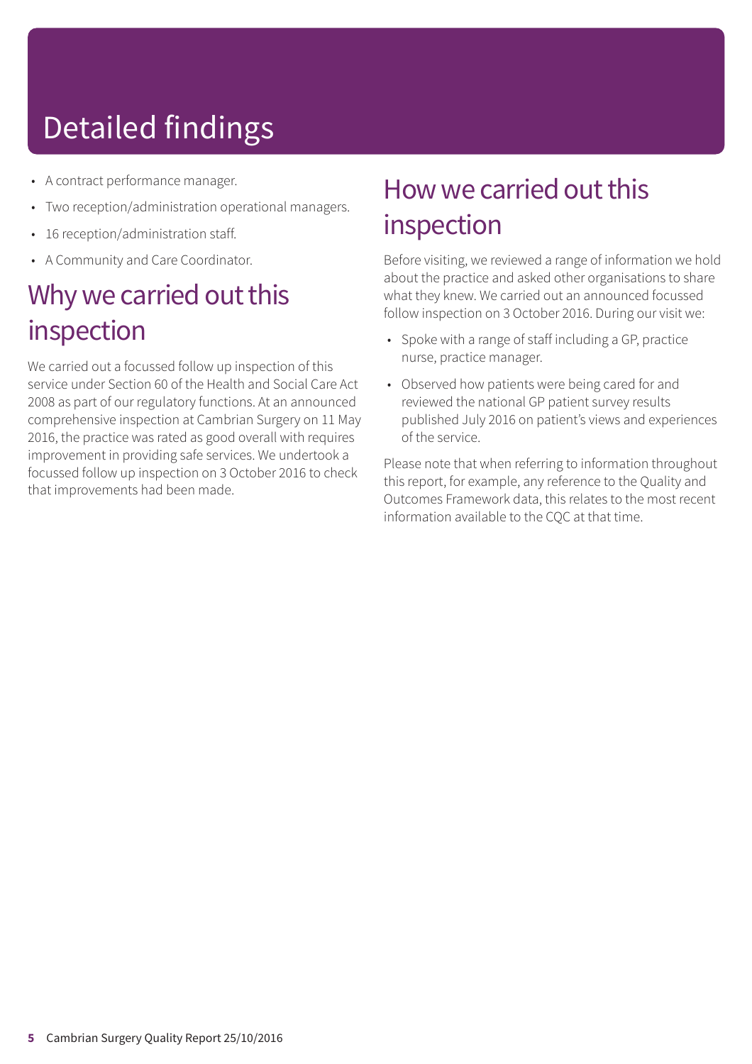# Detailed findings

- A contract performance manager.
- Two reception/administration operational managers.
- 16 reception/administration staff.
- A Community and Care Coordinator.

## Why we carried out this inspection

We carried out a focussed follow up inspection of this service under Section 60 of the Health and Social Care Act 2008 as part of our regulatory functions. At an announced comprehensive inspection at Cambrian Surgery on 11 May 2016, the practice was rated as good overall with requires improvement in providing safe services. We undertook a focussed follow up inspection on 3 October 2016 to check that improvements had been made.

## How we carried out this inspection

Before visiting, we reviewed a range of information we hold about the practice and asked other organisations to share what they knew. We carried out an announced focussed follow inspection on 3 October 2016. During our visit we:

- Spoke with a range of staff including a GP, practice nurse, practice manager.
- Observed how patients were being cared for and reviewed the national GP patient survey results published July 2016 on patient's views and experiences of the service.

Please note that when referring to information throughout this report, for example, any reference to the Quality and Outcomes Framework data, this relates to the most recent information available to the CQC at that time.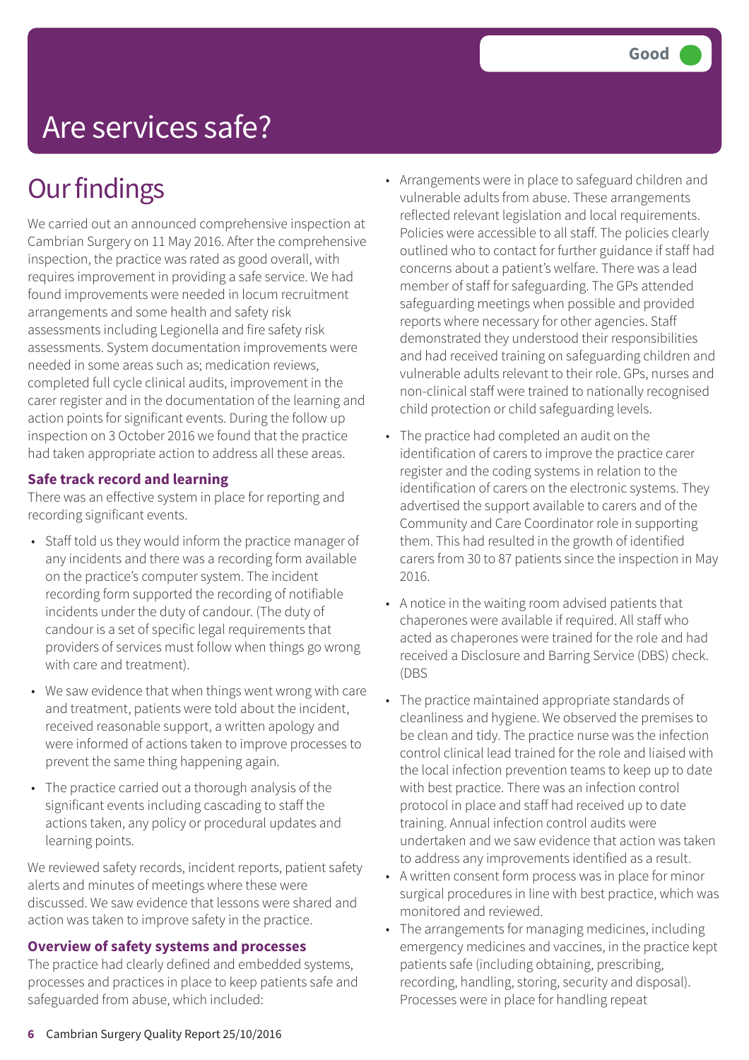# Are services safe?

Good

## Our findings

We carried out an announced comprehensive inspection at Cambrian Surgery on 11 May 2016. After the comprehensive inspection, the practice was rated as good overall, with requires improvement in providing a safe service. We had found improvements were needed in locum recruitment arrangements and some health and safety risk assessments including Legionella and fire safety risk assessments. System documentation improvements were needed in some areas such as; medication reviews, completed full cycle clinical audits, improvement in the carer register and in the documentation of the learning and action points for significant events. During the follow up inspection on 3 October 2016 we found that the practice had taken appropriate action to address all these areas.

**Safe track record and learning**

There was an effective system in place for reporting and recording significant events.

- Staff told us they would inform the practice manager of any incidents and there was a recording form available on the practice's computer system. The incident recording form supported the recording of notifiable incidents under the duty of candour. (The duty of candour is a set of specific legal requirements that providers of services must follow when things go wrong with care and treatment).
- We saw evidence that when things went wrong with care and treatment, patients were told about the incident, received reasonable support, a written apology and were informed of actions taken to improve processes to prevent the same thing happening again.
- The practice carried out a thorough analysis of the significant events including cascading to staff the actions taken, any policy or procedural updates and learning points.

We reviewed safety records, incident reports, patient safety alerts and minutes of meetings where these were discussed. We saw evidence that lessons were shared and action was taken to improve safety in the practice.

**Overview of safety systems and processes**

The practice had clearly defined and embedded systems, processes and practices in place to keep patients safe and safeguarded from abuse, which included:

- Arrangements were in place to safeguard children and vulnerable adults from abuse. These arrangements reflected relevant legislation and local requirements. Policies were accessible to all staff. The policies clearly outlined who to contact for further guidance if staff had concerns about a patient's welfare. There was a lead member of staff for safeguarding. The GPs attended safeguarding meetings when possible and provided reports where necessary for other agencies. Staff demonstrated they understood their responsibilities and had received training on safeguarding children and vulnerable adults relevant to their role. GPs, nurses and non-clinical staff were trained to nationally recognised child protection or child safeguarding levels.
- The practice had completed an audit on the identification of carers to improve the practice carer register and the coding systems in relation to the identification of carers on the electronic systems. They advertised the support available to carers and of the Community and Care Coordinator role in supporting them. This had resulted in the growth of identified carers from 30 to 87 patients since the inspection in May 2016.
- A notice in the waiting room advised patients that chaperones were available if required. All staff who acted as chaperones were trained for the role and had received a Disclosure and Barring Service (DBS) check. (DBS
- The practice maintained appropriate standards of cleanliness and hygiene. We observed the premises to be clean and tidy. The practice nurse was the infection control clinical lead trained for the role and liaised with the local infection prevention teams to keep up to date with best practice. There was an infection control protocol in place and staff had received up to date training. Annual infection control audits were undertaken and we saw evidence that action was taken to address any improvements identified as a result.
- A written consent form process was in place for minor surgical procedures in line with best practice, which was monitored and reviewed.
- The arrangements for managing medicines, including emergency medicines and vaccines, in the practice kept patients safe (including obtaining, prescribing, recording, handling, storing, security and disposal). Processes were in place for handling repeat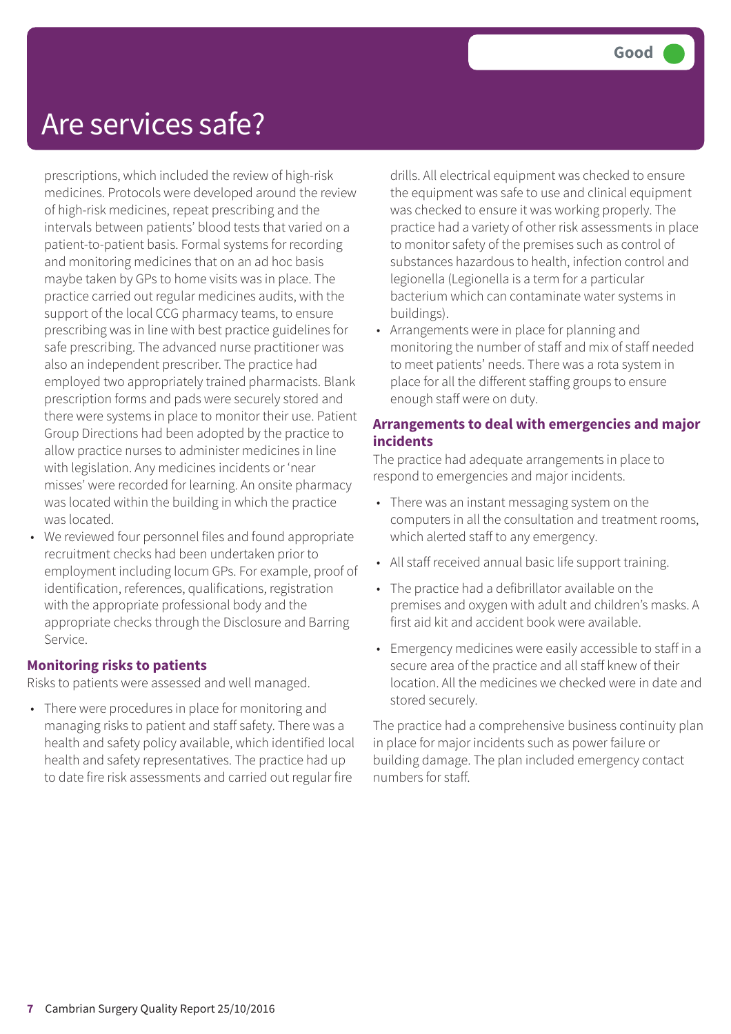# Are services safe?

Good

prescriptions, which included the review of high-risk medicines. Protocols were developed around the review of high-risk medicines, repeat prescribing and the intervals between patients' blood tests that varied on a patient-to-patient basis. Formal systems for recording and monitoring medicines that on an ad hoc basis maybe taken by GPs to home visits was in place. The practice carried out regular medicines audits, with the support of the local CCG pharmacy teams, to ensure prescribing was in line with best practice guidelines for safe prescribing. The advanced nurse practitioner was also an independent prescriber. The practice had employed two appropriately trained pharmacists. Blank prescription forms and pads were securely stored and there were systems in place to monitor their use. Patient Group Directions had been adopted by the practice to allow practice nurses to administer medicines in line with legislation. Any medicines incidents or 'near misses' were recorded for learning. An onsite pharmacy was located within the building in which the practice was located.

- We reviewed four personnel files and found appropriate recruitment checks had been undertaken prior to employment including locum GPs. For example, proof of identification, references, qualifications, registration with the appropriate professional body and the appropriate checks through the Disclosure and Barring Service.

### Monitoring risks to patients

Risks to patients were assessed and well managed.

- There were procedures in place for monitoring and managing risks to patient and staff safety. There was a health and safety policy available, which identified local health and safety representatives. The practice had up to date fire risk assessments and carried out regular fire drills. All electrical equipment was checked to ensure the equipment was safe to use and clinical equipment was checked to ensure it was working properly. The practice had a variety of other risk assessments in place to monitor safety of the premises such as control of substances hazardous to health, infection control and legionella (Legionella is a term for a particular bacterium which can contaminate water systems in buildings).
- Arrangements were in place for planning and monitoring the number of staff and mix of staff needed to meet patients' needs. There was a rota system in place for all the different staffing groups to ensure enough staff were on duty.

### Arrangements to deal with emergencies and major incidents

The practice had adequate arrangements in place to respond to emergencies and major incidents.

- There was an instant messaging system on the computers in all the consultation and treatment rooms, which alerted staff to any emergency.
- All staff received annual basic life support training.
- The practice had a defibrillator available on the premises and oxygen with adult and children's masks. A first aid kit and accident book were available.
- Emergency medicines were easily accessible to staff in a secure area of the practice and all staff knew of their location. All the medicines we checked were in date and stored securely.

The practice had a comprehensive business continuity plan in place for major incidents such as power failure or building damage. The plan included emergency contact numbers for staff.